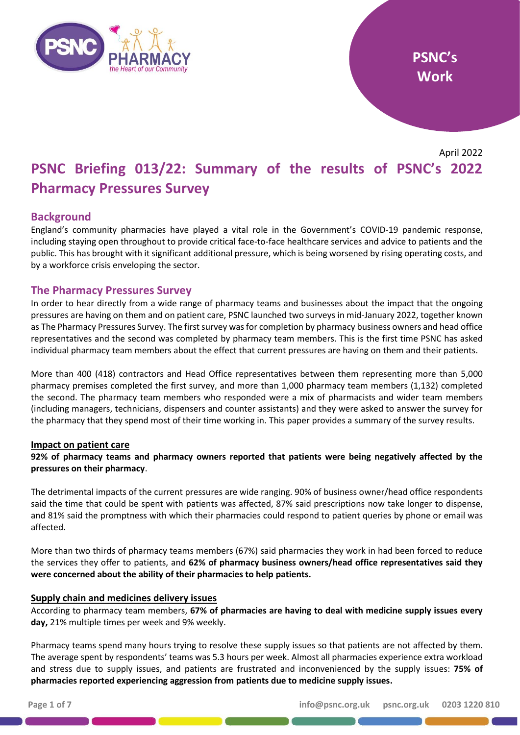PSNC's Work

April 2022

# PSNC Briefing 013/22: Summary of the results of PSNC's 2022 Pharmacy Pressures Survey

## Background

England's community pharmacies have played a vital role in the Government's COVID-19 pandemic response, including staying open throughout to provide critical face-to-face healthcare services and advice to patients and the public. This has brought with it significant additional pressure, which is being worsened by rising operating costs, and by a workforce crisis enveloping the sector.

## The Pharmacy Pressures Survey

In order to hear directly from a wide range of pharmacy teams and businesses about the impact that the ongoing pressures are having on them and on patient care, PSNC launched two surveys in mid-January 2022, together known as The Pharmacy Pressures Survey. The first survey was for completion by pharmacy business owners and head office representatives and the second was completed by pharmacy team members. This is the first time PSNC has asked individual pharmacy team members about the effect that current pressures are having on them and their patients.

More than 400 (418) contractors and Head Office representatives between them representing more than 5,000 pharmacy premises completed the first survey, and more than 1,000 pharmacy team members (1,132) completed the second. The pharmacy team members who responded were a mix of pharmacists and wider team members (including managers, technicians, dispensers and counter assistants) and they were asked to answer the survey for the pharmacy that they spend most of their time working in. This paper provides a summary of the survey results.

### Impact on patient care

**92% of pharmacy teams and pharmacy owners reported that patients were being negatively affected by the pressures on their pharmacy**.

The detrimental impacts of the current pressures are wide ranging. 90% of business owner/head office respondents said the time that could be spent with patients was affected, 87% said prescriptions now take longer to dispense, and 81% said the promptness with which their pharmacies could respond to patient queries by phone or email was affected.

More than two thirds of pharmacy teams members (67%) said pharmacies they work in had been forced to reduce the services they offer to patients, and **62% of pharmacy business owners/head office representatives said they were concerned about the ability of their pharmacies to help patients.**

### Supply chain and medicines delivery issues

According to pharmacy team members, **67% of pharmacies are having to deal with medicine supply issues every day,** 21% multiple times per week and 9% weekly.

Pharmacy teams spend many hours trying to resolve these supply issues so that patients are not affected by them. The average spent by respondents' teams was 5.3 hours per week. Almost all pharmacies experience extra workload and stress due to supply issues, and patients are frustrated and inconvenienced by the supply issues: **75% of pharmacies reported experiencing aggression from patients due to medicine supply issues.**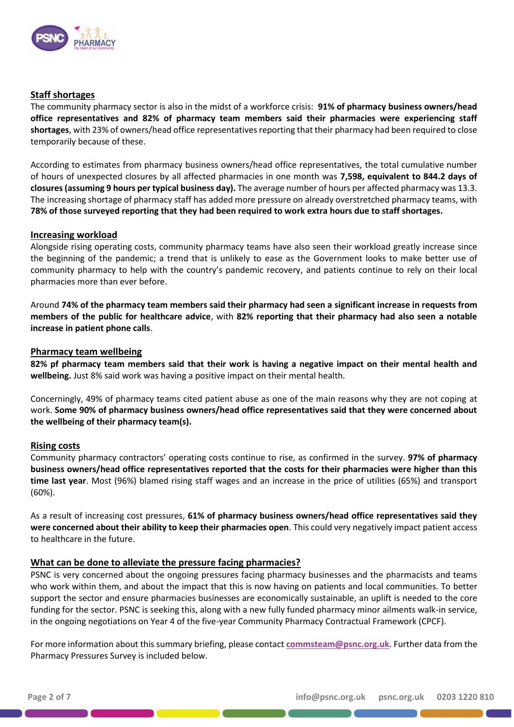## Staff shortages

The community pharmacy sector is also in the midst of a workforce crisis: **91% of pharmacy business owners/head office representatives and 82% of pharmacy team members said their pharmacies were experiencing staff shortages**, with 23% of owners/head office representatives reporting that their pharmacy had been required to close temporarily because of these.

According to estimates from pharmacy business owners/head office representatives, the total cumulative number of hours of unexpected closures by all affected pharmacies in one month was **7,598, equivalent to 844.2 days of closures (assuming 9 hours per typical business day).** The average number of hours per affected pharmacy was 13.3. The increasing shortage of pharmacy staff has added more pressure on already overstretched pharmacy teams, with **78% of those surveyed reporting that they had been required to work extra hours due to staff shortages.**

## Increasing workload

Alongside rising operating costs, community pharmacy teams have also seen their workload greatly increase since the beginning of the pandemic; a trend that is unlikely to ease as the Government looks to make better use of community pharmacy to help with the country's pandemic recovery, and patients continue to rely on their local pharmacies more than ever before.

Around **74% of the pharmacy team members said their pharmacy had seen a significant increase in requests from members of the public for healthcare advice**, with **82% reporting that their pharmacy had also seen a notable increase in patient phone calls**.

## Pharmacy team wellbeing

**82% pf pharmacy team members said that their work is having a negative impact on their mental health and wellbeing.** Just 8% said work was having a positive impact on their mental health.

Concerningly, 49% of pharmacy teams cited patient abuse as one of the main reasons why they are not coping at work. **Some 90% of pharmacy business owners/head office representatives said that they were concerned about the wellbeing of their pharmacy team(s).**

## Rising costs

Community pharmacy contractors' operating costs continue to rise, as confirmed in the survey. **97% of pharmacy business owners/head office representatives reported that the costs for their pharmacies were higher than this time last year**. Most (96%) blamed rising staff wages and an increase in the price of utilities (65%) and transport (60%).

As a result of increasing cost pressures, **61% of pharmacy business owners/head office representatives said they were concerned about their ability to keep their pharmacies open**. This could very negatively impact patient access to healthcare in the future.

## What can be done to alleviate the pressure facing pharmacies?

PSNC is very concerned about the ongoing pressures facing pharmacy businesses and the pharmacists and teams who work within them, and about the impact that this is now having on patients and local communities. To better support the sector and ensure pharmacies businesses are economically sustainable, an uplift is needed to the core funding for the sector. PSNC is seeking this, along with a new fully funded pharmacy minor ailments walk-in service, in the ongoing negotiations on Year 4 of the five-year Community Pharmacy Contractual Framework (CPCF).

For more information about this summary briefing, please contact **commsteam@psnc.org.uk**. Further data from the Pharmacy Pressures Survey is included below.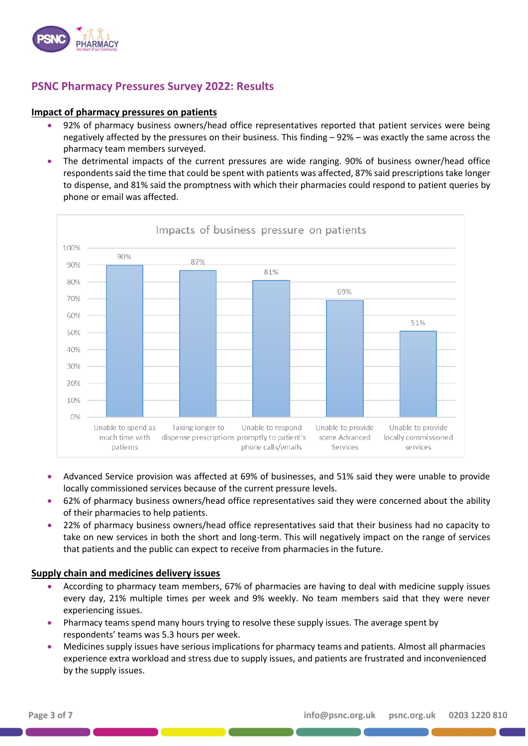## PSNC Pharmacy Pressures Survey 2022: Results

### Impact of pharmacy pressures on patients

- 92% of pharmacy business owners/head office representatives reported that patient services were being negatively affected by the pressures on their business. This finding – 92% – was exactly the same across the pharmacy team members surveyed.
- The detrimental impacts of the current pressures are wide ranging. 90% of business owner/head office respondents said the time that could be spent with patients was affected, 87% said prescriptions take longer to dispense, and 81% said the promptness with which their pharmacies could respond to patient queries by phone or email was affected.

**Impacts of business pressure on patients**

| Impact | % |
|---|---|
| Unable to spend as much time with patients | 90% |
| Taking longer to dispense prescriptions | 87% |
| Unable to respond promptly to patient's phone calls/emails | 81% |
| Unable to provide some Advanced Services | 69% |
| Unable to provide locally commissioned services | 51% |

- Advanced Service provision was affected at 69% of businesses, and 51% said they were unable to provide locally commissioned services because of the current pressure levels.
- 62% of pharmacy business owners/head office representatives said they were concerned about the ability of their pharmacies to help patients.
- 22% of pharmacy business owners/head office representatives said that their business had no capacity to take on new services in both the short and long-term. This will negatively impact on the range of services that patients and the public can expect to receive from pharmacies in the future.

### Supply chain and medicines delivery issues

- According to pharmacy team members, 67% of pharmacies are having to deal with medicine supply issues every day, 21% multiple times per week and 9% weekly. No team members said that they were never experiencing issues.
- Pharmacy teams spend many hours trying to resolve these supply issues. The average spent by respondents' teams was 5.3 hours per week.
- Medicines supply issues have serious implications for pharmacy teams and patients. Almost all pharmacies experience extra workload and stress due to supply issues, and patients are frustrated and inconvenienced by the supply issues.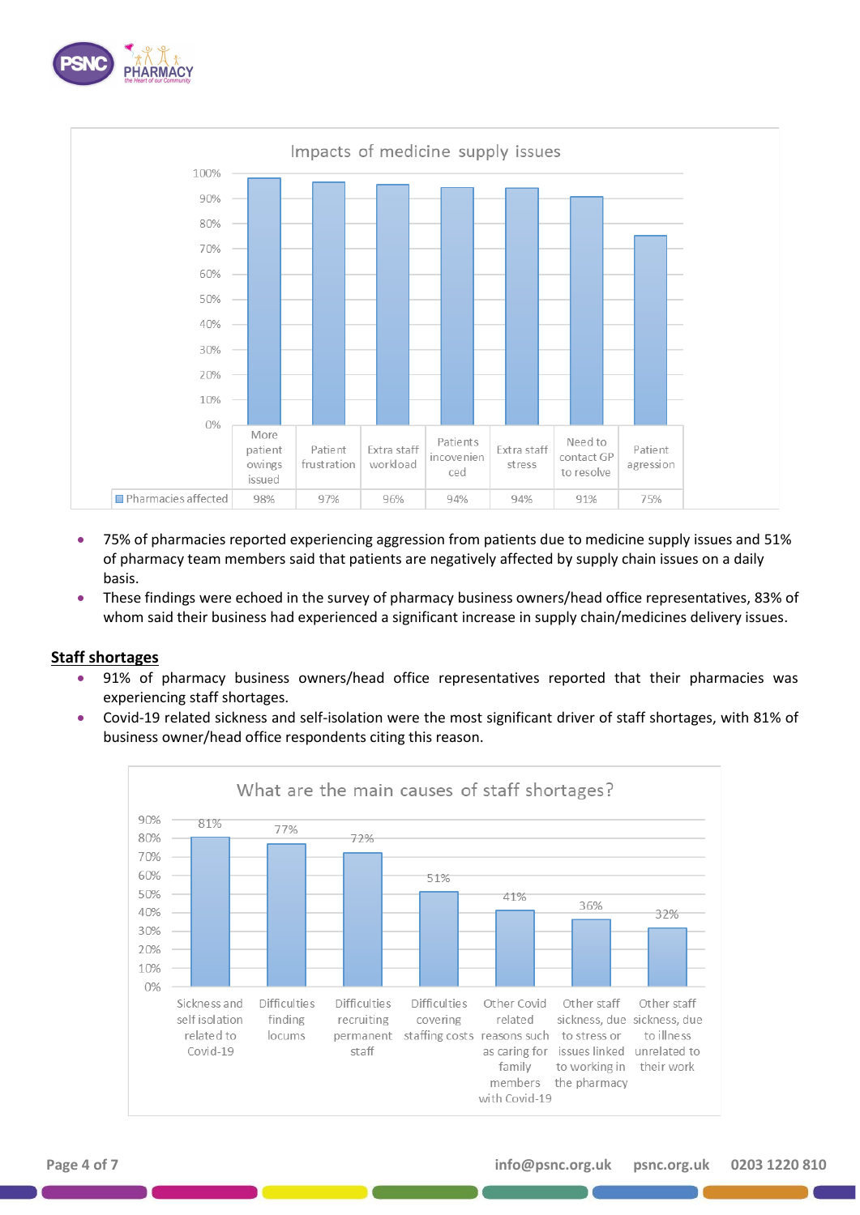**Impacts of medicine supply issues**

| | More patient owings issued | Patient frustration | Extra staff workload | Patients incovenienced | Extra staff stress | Need to contact GP to resolve | Patient agression |
|---|---|---|---|---|---|---|---|
| Pharmacies affected | 98% | 97% | 96% | 94% | 94% | 91% | 75% |

- 75% of pharmacies reported experiencing aggression from patients due to medicine supply issues and 51% of pharmacy team members said that patients are negatively affected by supply chain issues on a daily basis.
- These findings were echoed in the survey of pharmacy business owners/head office representatives, 83% of whom said their business had experienced a significant increase in supply chain/medicines delivery issues.

## Staff shortages

- 91% of pharmacy business owners/head office representatives reported that their pharmacies was experiencing staff shortages.
- Covid-19 related sickness and self-isolation were the most significant driver of staff shortages, with 81% of business owner/head office respondents citing this reason.

**What are the main causes of staff shortages?**

| Cause | % |
|---|---|
| Sickness and self isolation related to Covid-19 | 81% |
| Difficulties finding locums | 77% |
| Difficulties recruiting permanent staff | 72% |
| Difficulties covering staffing costs | 51% |
| Other Covid related reasons such as caring for family members with Covid-19 | 41% |
| Other staff sickness, due to stress or issues linked to working in the pharmacy | 36% |
| Other staff sickness, due to illness unrelated to their work | 32% |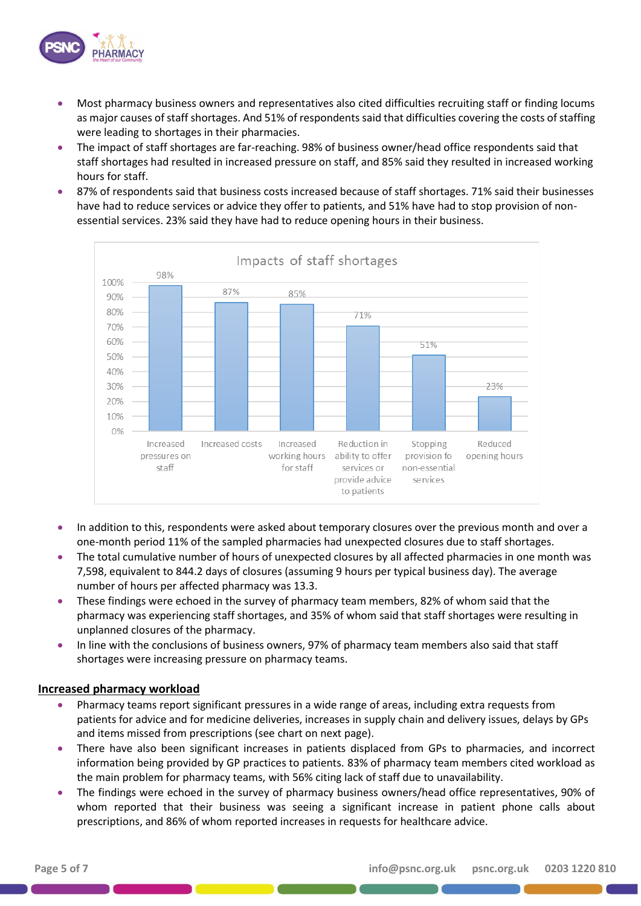- Most pharmacy business owners and representatives also cited difficulties recruiting staff or finding locums as major causes of staff shortages. And 51% of respondents said that difficulties covering the costs of staffing were leading to shortages in their pharmacies.
- The impact of staff shortages are far-reaching. 98% of business owner/head office respondents said that staff shortages had resulted in increased pressure on staff, and 85% said they resulted in increased working hours for staff.
- 87% of respondents said that business costs increased because of staff shortages. 71% said their businesses have had to reduce services or advice they offer to patients, and 51% have had to stop provision of non-essential services. 23% said they have had to reduce opening hours in their business.

**Impacts of staff shortages**

| Impact | % |
|---|---|
| Increased pressures on staff | 98% |
| Increased costs | 87% |
| Increased working hours for staff | 85% |
| Reduction in ability to offer services or provide advice to patients | 71% |
| Stopping provision fo non-essential services | 51% |
| Reduced opening hours | 23% |

- In addition to this, respondents were asked about temporary closures over the previous month and over a one-month period 11% of the sampled pharmacies had unexpected closures due to staff shortages.
- The total cumulative number of hours of unexpected closures by all affected pharmacies in one month was 7,598, equivalent to 844.2 days of closures (assuming 9 hours per typical business day). The average number of hours per affected pharmacy was 13.3.
- These findings were echoed in the survey of pharmacy team members, 82% of whom said that the pharmacy was experiencing staff shortages, and 35% of whom said that staff shortages were resulting in unplanned closures of the pharmacy.
- In line with the conclusions of business owners, 97% of pharmacy team members also said that staff shortages were increasing pressure on pharmacy teams.

## Increased pharmacy workload

- Pharmacy teams report significant pressures in a wide range of areas, including extra requests from patients for advice and for medicine deliveries, increases in supply chain and delivery issues, delays by GPs and items missed from prescriptions (see chart on next page).
- There have also been significant increases in patients displaced from GPs to pharmacies, and incorrect information being provided by GP practices to patients. 83% of pharmacy team members cited workload as the main problem for pharmacy teams, with 56% citing lack of staff due to unavailability.
- The findings were echoed in the survey of pharmacy business owners/head office representatives, 90% of whom reported that their business was seeing a significant increase in patient phone calls about prescriptions, and 86% of whom reported increases in requests for healthcare advice.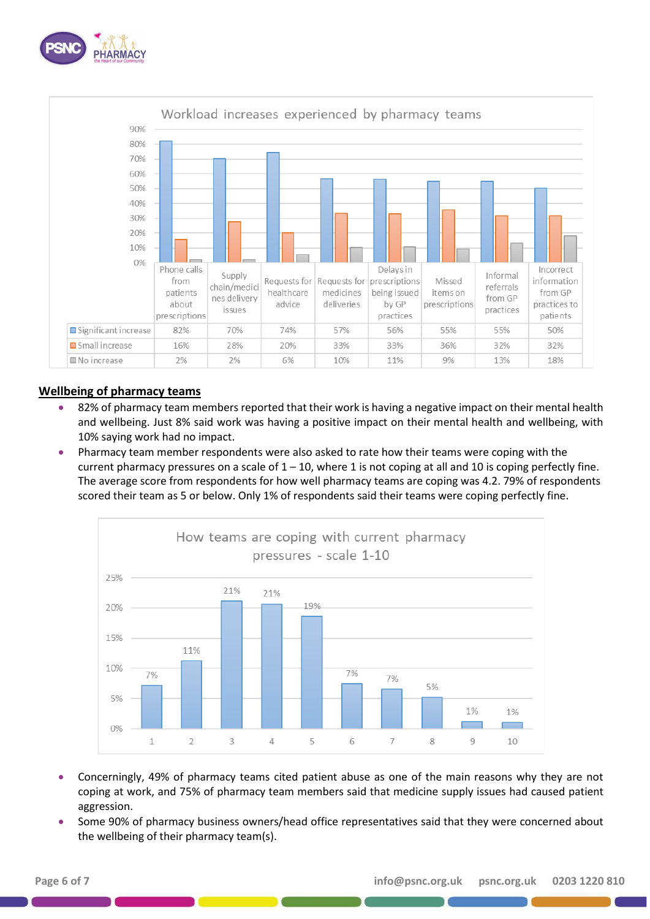**Workload increases experienced by pharmacy teams**

| | Phone calls from patients about prescriptions | Supply chain/medicines delivery issues | Requests for healthcare advice | Requests for medicines deliveries | Delays in prescriptions being issued by GP practices | Missed items on prescriptions | Informal referrals from GP practices | Incorrect information from GP practices to patients |
|---|---|---|---|---|---|---|---|---|
| Significant increase | 82% | 70% | 74% | 57% | 56% | 55% | 55% | 50% |
| Small increase | 16% | 28% | 20% | 33% | 33% | 36% | 32% | 32% |
| No increase | 2% | 2% | 6% | 10% | 11% | 9% | 13% | 18% |

## Wellbeing of pharmacy teams

- 82% of pharmacy team members reported that their work is having a negative impact on their mental health and wellbeing. Just 8% said work was having a positive impact on their mental health and wellbeing, with 10% saying work had no impact.
- Pharmacy team member respondents were also asked to rate how their teams were coping with the current pharmacy pressures on a scale of 1 – 10, where 1 is not coping at all and 10 is coping perfectly fine. The average score from respondents for how well pharmacy teams are coping was 4.2. 79% of respondents scored their team as 5 or below. Only 1% of respondents said their teams were coping perfectly fine.

**How teams are coping with current pharmacy pressures - scale 1-10**

| Score | 1 | 2 | 3 | 4 | 5 | 6 | 7 | 8 | 9 | 10 |
|---|---|---|---|---|---|---|---|---|---|---|
| % | 7% | 11% | 21% | 21% | 19% | 7% | 7% | 5% | 1% | 1% |

- Concerningly, 49% of pharmacy teams cited patient abuse as one of the main reasons why they are not coping at work, and 75% of pharmacy team members said that medicine supply issues had caused patient aggression.
- Some 90% of pharmacy business owners/head office representatives said that they were concerned about the wellbeing of their pharmacy team(s).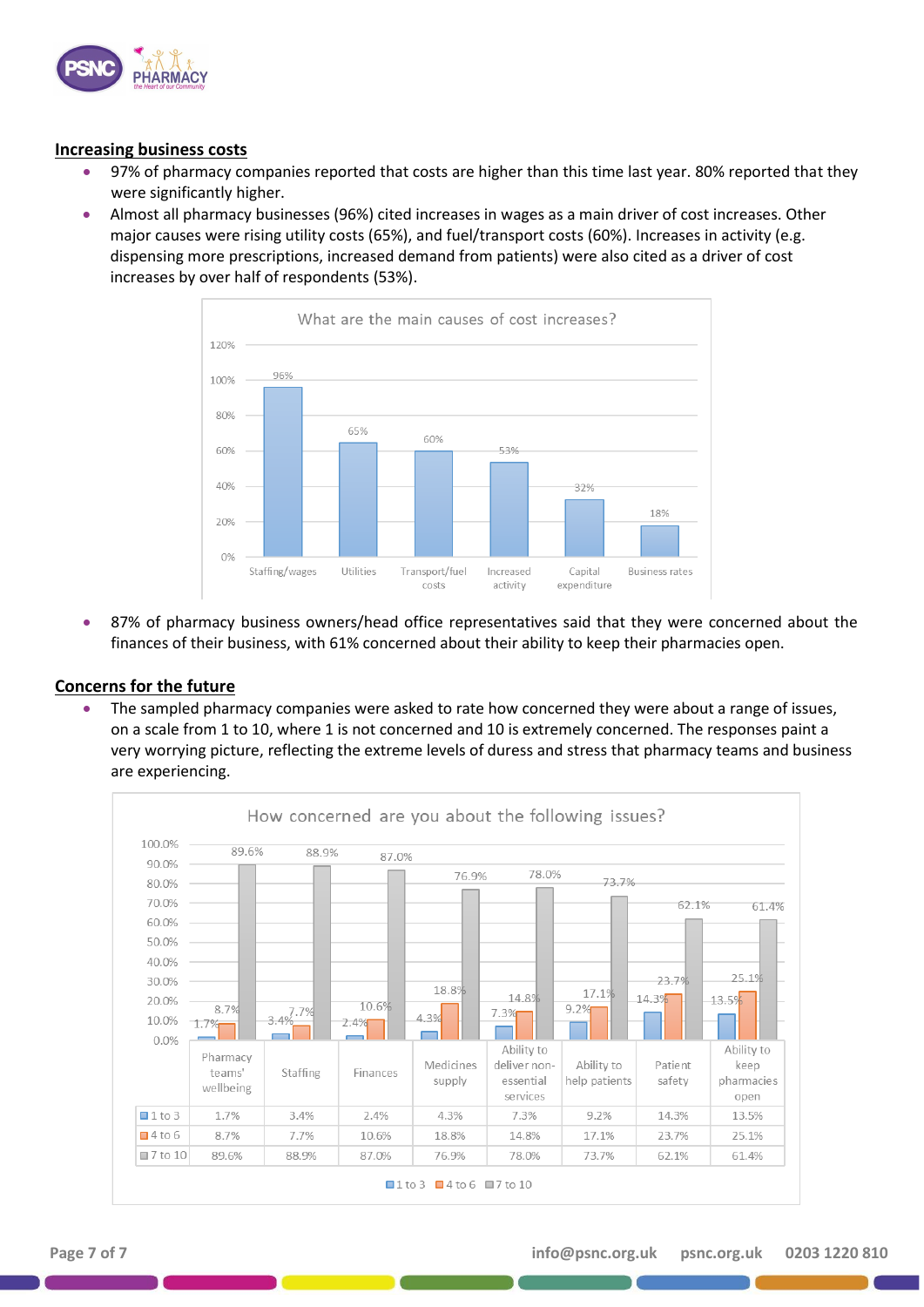## Increasing business costs

- 97% of pharmacy companies reported that costs are higher than this time last year. 80% reported that they were significantly higher.
- Almost all pharmacy businesses (96%) cited increases in wages as a main driver of cost increases. Other major causes were rising utility costs (65%), and fuel/transport costs (60%). Increases in activity (e.g. dispensing more prescriptions, increased demand from patients) were also cited as a driver of cost increases by over half of respondents (53%).

What are the main causes of cost increases?

120%
100%
80%
60%
40%
20%
0%

Staffing/wages 96%
Utilities 65%
Transport/fuel costs 60%
Increased activity 53%
Capital expenditure 32%
Business rates 18%

- 87% of pharmacy business owners/head office representatives said that they were concerned about the finances of their business, with 61% concerned about their ability to keep their pharmacies open.

## Concerns for the future

- The sampled pharmacy companies were asked to rate how concerned they were about a range of issues, on a scale from 1 to 10, where 1 is not concerned and 10 is extremely concerned. The responses paint a very worrying picture, reflecting the extreme levels of duress and stress that pharmacy teams and business are experiencing.

How concerned are you about the following issues?

100.0%
90.0%
80.0%
70.0%
60.0%
50.0%
40.0%
30.0%
20.0%
10.0%
0.0%

| | Pharmacy teams' wellbeing | Staffing | Finances | Medicines supply | Ability to deliver non-essential services | Ability to help patients | Patient safety | Ability to keep pharmacies open |
|---|---|---|---|---|---|---|---|---|
| 1 to 3 | 1.7% | 3.4% | 2.4% | 4.3% | 7.3% | 9.2% | 14.3% | 13.5% |
| 4 to 6 | 8.7% | 7.7% | 10.6% | 18.8% | 14.8% | 17.1% | 23.7% | 25.1% |
| 7 to 10 | 89.6% | 88.9% | 87.0% | 76.9% | 78.0% | 73.7% | 62.1% | 61.4% |

1 to 3 4 to 6 7 to 10

info@psnc.org.uk psnc.org.uk 0203 1220 810